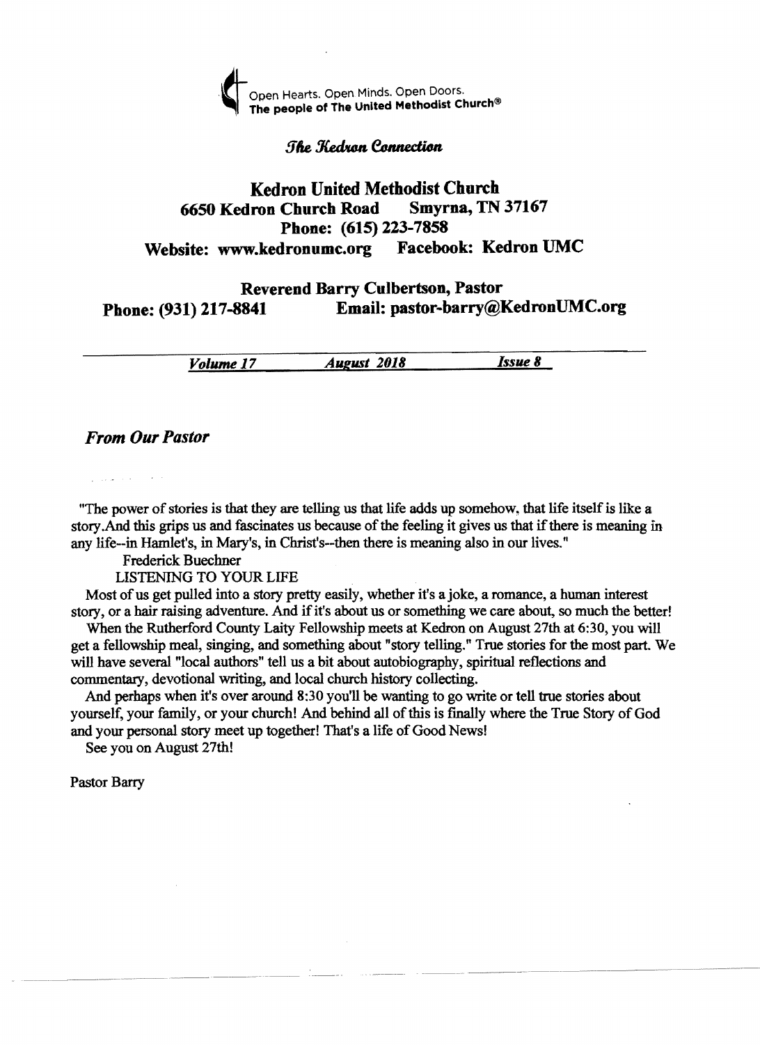Open Hearts. Open Minds. Open Doors.
**The people of The United Methodist Church®**

*The Kedron Connection*

# Kedron United Methodist Church

**6650 Kedron Church Road  Smyrna, TN 37167**
**Phone: (615) 223-7858**
**Website: www.kedronumc.org  Facebook: Kedron UMC**

**Reverend Barry Culbertson, Pastor**
**Phone: (931) 217-8841  Email: pastor-barry@KedronUMC.org**

***Volume 17***  ***August 2018***  ***Issue 8***

## *From Our Pastor*

"The power of stories is that they are telling us that life adds up somehow, that life itself is like a story.And this grips us and fascinates us because of the feeling it gives us that if there is meaning in any life--in Hamlet's, in Mary's, in Christ's--then there is meaning also in our lives."

Frederick Buechner
LISTENING TO YOUR LIFE

Most of us get pulled into a story pretty easily, whether it's a joke, a romance, a human interest story, or a hair raising adventure. And if it's about us or something we care about, so much the better!

When the Rutherford County Laity Fellowship meets at Kedron on August 27th at 6:30, you will get a fellowship meal, singing, and something about "story telling." True stories for the most part. We will have several "local authors" tell us a bit about autobiography, spiritual reflections and commentary, devotional writing, and local church history collecting.

And perhaps when it's over around 8:30 you'll be wanting to go write or tell true stories about yourself, your family, or your church! And behind all of this is finally where the True Story of God and your personal story meet up together! That's a life of Good News!

See you on August 27th!

Pastor Barry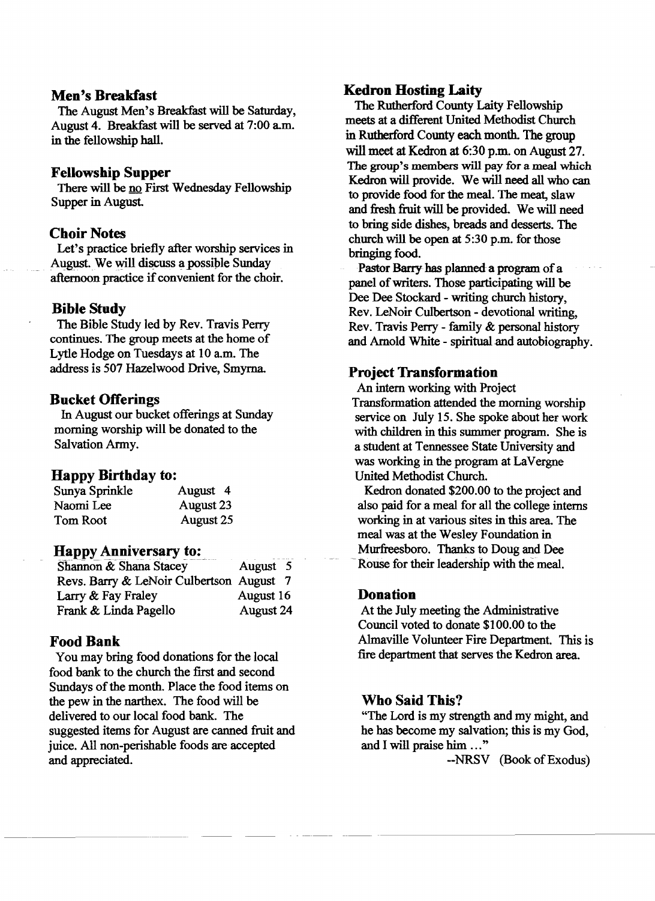## Men's Breakfast

The August Men's Breakfast will be Saturday, August 4. Breakfast will be served at 7:00 a.m. in the fellowship hall.

## Fellowship Supper

There will be <u>no</u> First Wednesday Fellowship Supper in August.

## Choir Notes

Let's practice briefly after worship services in August. We will discuss a possible Sunday afternoon practice if convenient for the choir.

## Bible Study

The Bible Study led by Rev. Travis Perry continues. The group meets at the home of Lytle Hodge on Tuesdays at 10 a.m. The address is 507 Hazelwood Drive, Smyrna.

## Bucket Offerings

In August our bucket offerings at Sunday morning worship will be donated to the Salvation Army.

## Happy Birthday to:

| | |
|---|---|
| Sunya Sprinkle | August 4 |
| Naomi Lee | August 23 |
| Tom Root | August 25 |

## Happy Anniversary to:

| | |
|---|---|
| Shannon & Shana Stacey | August 5 |
| Revs. Barry & LeNoir Culbertson | August 7 |
| Larry & Fay Fraley | August 16 |
| Frank & Linda Pagello | August 24 |

## Food Bank

You may bring food donations for the local food bank to the church the first and second Sundays of the month. Place the food items on the pew in the narthex. The food will be delivered to our local food bank. The suggested items for August are canned fruit and juice. All non-perishable foods are accepted and appreciated.

## Kedron Hosting Laity

The Rutherford County Laity Fellowship meets at a different United Methodist Church in Rutherford County each month. The group will meet at Kedron at 6:30 p.m. on August 27. The group's members will pay for a meal which Kedron will provide. We will need all who can to provide food for the meal. The meat, slaw and fresh fruit will be provided. We will need to bring side dishes, breads and desserts. The church will be open at 5:30 p.m. for those bringing food.

Pastor Barry has planned a program of a panel of writers. Those participating will be Dee Dee Stockard - writing church history, Rev. LeNoir Culbertson - devotional writing, Rev. Travis Perry - family & personal history and Arnold White - spiritual and autobiography.

## Project Transformation

An intern working with Project Transformation attended the morning worship service on July 15. She spoke about her work with children in this summer program. She is a student at Tennessee State University and was working in the program at LaVergne United Methodist Church.

Kedron donated $200.00 to the project and also paid for a meal for all the college interns working in at various sites in this area. The meal was at the Wesley Foundation in Murfreesboro. Thanks to Doug and Dee Rouse for their leadership with the meal.

## Donation

At the July meeting the Administrative Council voted to donate $100.00 to the Almaville Volunteer Fire Department. This is fire department that serves the Kedron area.

## Who Said This?

"The Lord is my strength and my might, and he has become my salvation; this is my God, and I will praise him ..."

--NRSV (Book of Exodus)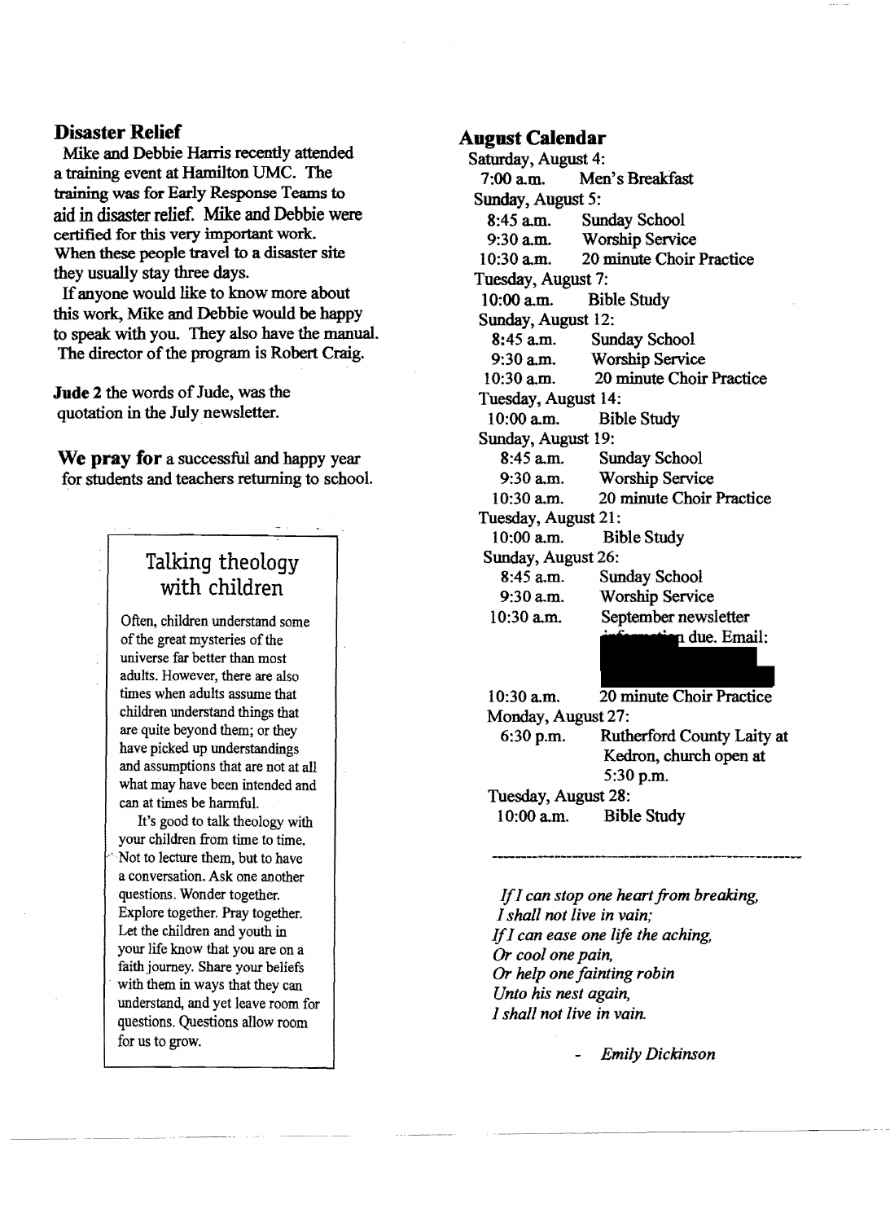## Disaster Relief

Mike and Debbie Harris recently attended a training event at Hamilton UMC. The training was for Early Response Teams to aid in disaster relief. Mike and Debbie were certified for this very important work. When these people travel to a disaster site they usually stay three days.

If anyone would like to know more about this work, Mike and Debbie would be happy to speak with you. They also have the manual. The director of the program is Robert Craig.

**Jude 2** the words of Jude, was the quotation in the July newsletter.

**We pray for** a successful and happy year for students and teachers returning to school.

### Talking theology with children

Often, children understand some of the great mysteries of the universe far better than most adults. However, there are also times when adults assume that children understand things that are quite beyond them; or they have picked up understandings and assumptions that are not at all what may have been intended and can at times be harmful.

It's good to talk theology with your children from time to time. Not to lecture them, but to have a conversation. Ask one another questions. Wonder together. Explore together. Pray together. Let the children and youth in your life know that you are on a faith journey. Share your beliefs with them in ways that they can understand, and yet leave room for questions. Questions allow room for us to grow.

## August Calendar

Saturday, August 4:
- 7:00 a.m. Men's Breakfast

Sunday, August 5:
- 8:45 a.m. Sunday School
- 9:30 a.m. Worship Service
- 10:30 a.m. 20 minute Choir Practice

Tuesday, August 7:
- 10:00 a.m. Bible Study

Sunday, August 12:
- 8:45 a.m. Sunday School
- 9:30 a.m. Worship Service
- 10:30 a.m. 20 minute Choir Practice

Tuesday, August 14:
- 10:00 a.m. Bible Study

Sunday, August 19:
- 8:45 a.m. Sunday School
- 9:30 a.m. Worship Service
- 10:30 a.m. 20 minute Choir Practice

Tuesday, August 21:
- 10:00 a.m. Bible Study

Sunday, August 26:
- 8:45 a.m. Sunday School
- 9:30 a.m. Worship Service
- 10:30 a.m. September newsletter information due. Email:
- 10:30 a.m. 20 minute Choir Practice

Monday, August 27:
- 6:30 p.m. Rutherford County Laity at Kedron, church open at 5:30 p.m.

Tuesday, August 28:
- 10:00 a.m. Bible Study

---

*If I can stop one heart from breaking,*
*I shall not live in vain;*
*If I can ease one life the aching,*
*Or cool one pain,*
*Or help one fainting robin*
*Unto his nest again,*
*I shall not live in vain.*

- *Emily Dickinson*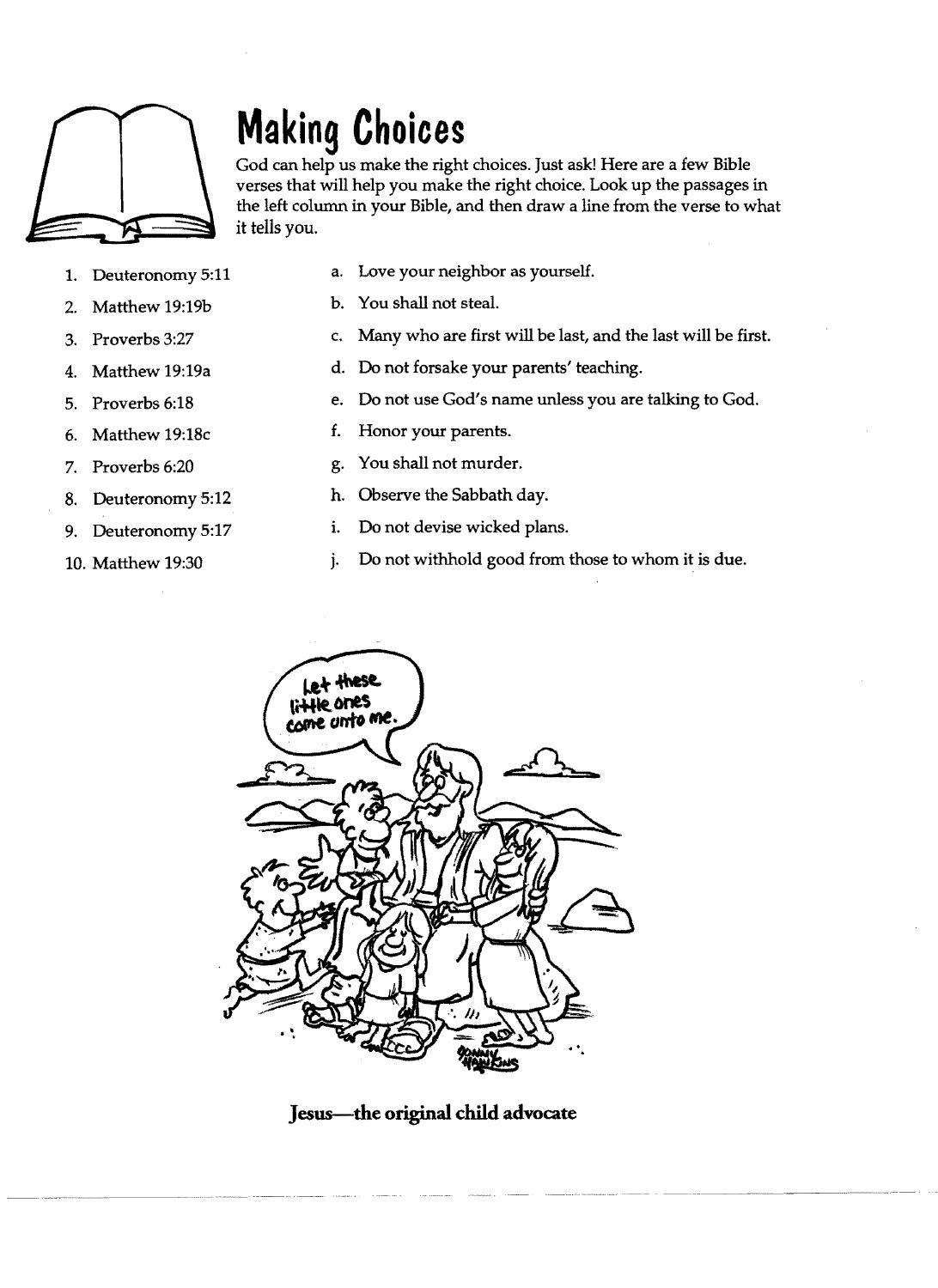# Making Choices

God can help us make the right choices. Just ask! Here are a few Bible verses that will help you make the right choice. Look up the passages in the left column in your Bible, and then draw a line from the verse to what it tells you.

| | |
|---|---|
| 1. Deuteronomy 5:11 | a. Love your neighbor as yourself. |
| 2. Matthew 19:19b | b. You shall not steal. |
| 3. Proverbs 3:27 | c. Many who are first will be last, and the last will be first. |
| 4. Matthew 19:19a | d. Do not forsake your parents' teaching. |
| 5. Proverbs 6:18 | e. Do not use God's name unless you are talking to God. |
| 6. Matthew 19:18c | f. Honor your parents. |
| 7. Proverbs 6:20 | g. You shall not murder. |
| 8. Deuteronomy 5:12 | h. Observe the Sabbath day. |
| 9. Deuteronomy 5:17 | i. Do not devise wicked plans. |
| 10. Matthew 19:30 | j. Do not withhold good from those to whom it is due. |

**Jesus—the original child advocate**